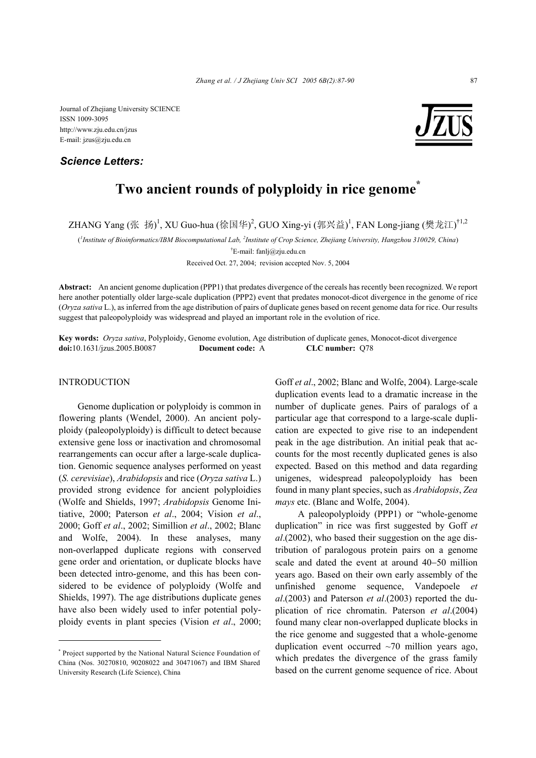Journal of Zhejiang University SCIENCE
ISSN 1009-3095
http://www.zju.edu.cn/jzus
E-mail: jzus@zju.edu.cn

***Science Letters:***

# Two ancient rounds of polyploidy in rice genome*

ZHANG Yang (张 扬)[1], XU Guo-hua (徐国华)[2], GUO Xing-yi (郭兴益)[1], FAN Long-jiang (樊龙江)[†1,2]

([1]*Institute of Bioinformatics/IBM Biocomputational Lab,* [2]*Institute of Crop Science, Zhejiang University, Hangzhou 310029, China*)

[†]E-mail: fanlj@zju.edu.cn

Received Oct. 27, 2004; revision accepted Nov. 5, 2004

**Abstract:** An ancient genome duplication (PPP1) that predates divergence of the cereals has recently been recognized. We report here another potentially older large-scale duplication (PPP2) event that predates monocot-dicot divergence in the genome of rice (*Oryza sativa* L.), as inferred from the age distribution of pairs of duplicate genes based on recent genome data for rice. Our results suggest that paleopolyploidy was widespread and played an important role in the evolution of rice.

**Key words:** *Oryza sativa*, Polyploidy, Genome evolution, Age distribution of duplicate genes, Monocot-dicot divergence
**doi:**10.1631/jzus.2005.B0087 **Document code:** A **CLC number:** Q78

## INTRODUCTION

Genome duplication or polyploidy is common in flowering plants (Wendel, 2000). An ancient polyploidy (paleopolyploidy) is difficult to detect because extensive gene loss or inactivation and chromosomal rearrangements can occur after a large-scale duplication. Genomic sequence analyses performed on yeast (*S. cerevisiae*), *Arabidopsis* and rice (*Oryza sativa* L.) provided strong evidence for ancient polyploidies (Wolfe and Shields, 1997; *Arabidopsis* Genome Initiative, 2000; Paterson *et al*., 2004; Vision *et al*., 2000; Goff *et al*., 2002; Simillion *et al*., 2002; Blanc and Wolfe, 2004). In these analyses, many non-overlapped duplicate regions with conserved gene order and orientation, or duplicate blocks have been detected intro-genome, and this has been considered to be evidence of polyploidy (Wolfe and Shields, 1997). The age distributions duplicate genes have also been widely used to infer potential polyploidy events in plant species (Vision *et al*., 2000; Goff *et al*., 2002; Blanc and Wolfe, 2004). Large-scale duplication events lead to a dramatic increase in the number of duplicate genes. Pairs of paralogs of a particular age that correspond to a large-scale duplication are expected to give rise to an independent peak in the age distribution. An initial peak that accounts for the most recently duplicated genes is also expected. Based on this method and data regarding unigenes, widespread paleopolyploidy has been found in many plant species, such as *Arabidopsis*, *Zea mays* etc. (Blanc and Wolfe, 2004).

A paleopolyploidy (PPP1) or "whole-genome duplication" in rice was first suggested by Goff *et al*.(2002), who based their suggestion on the age distribution of paralogous protein pairs on a genome scale and dated the event at around 40−50 million years ago. Based on their own early assembly of the unfinished genome sequence, Vandepoele *et al*.(2003) and Paterson *et al*.(2003) reported the duplication of rice chromatin. Paterson *et al*.(2004) found many clear non-overlapped duplicate blocks in the rice genome and suggested that a whole-genome duplication event occurred ~70 million years ago, which predates the divergence of the grass family based on the current genome sequence of rice. About

* Project supported by the National Natural Science Foundation of China (Nos. 30270810, 90208022 and 30471067) and IBM Shared University Research (Life Science), China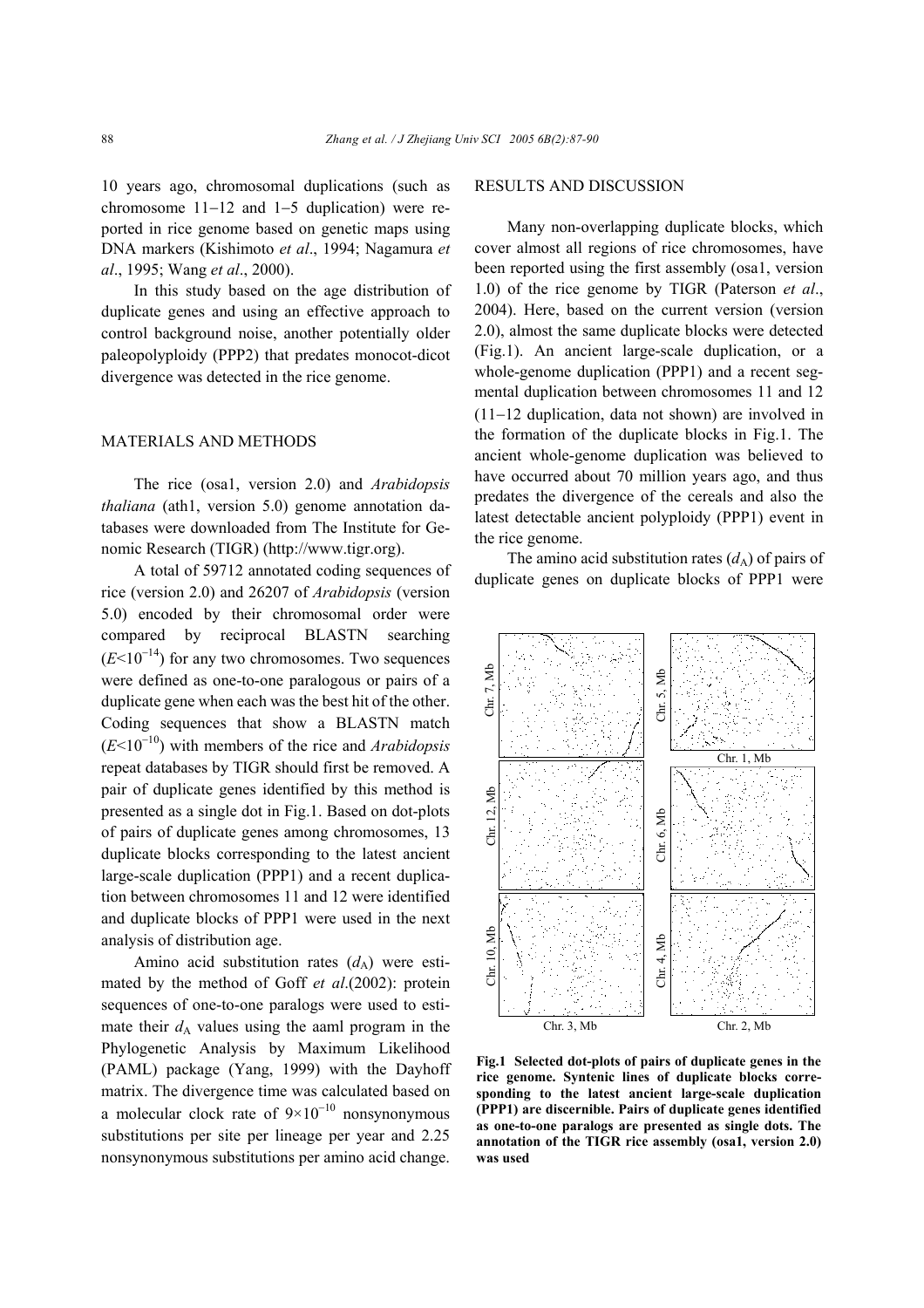10 years ago, chromosomal duplications (such as chromosome 11−12 and 1−5 duplication) were reported in rice genome based on genetic maps using DNA markers (Kishimoto *et al*., 1994; Nagamura *et al*., 1995; Wang *et al*., 2000).

In this study based on the age distribution of duplicate genes and using an effective approach to control background noise, another potentially older paleopolyploidy (PPP2) that predates monocot-dicot divergence was detected in the rice genome.

## MATERIALS AND METHODS

The rice (osa1, version 2.0) and *Arabidopsis thaliana* (ath1, version 5.0) genome annotation databases were downloaded from The Institute for Genomic Research (TIGR) (http://www.tigr.org).

A total of 59712 annotated coding sequences of rice (version 2.0) and 26207 of *Arabidopsis* (version 5.0) encoded by their chromosomal order were compared by reciprocal BLASTN searching ($E<10^{-14}$) for any two chromosomes. Two sequences were defined as one-to-one paralogous or pairs of a duplicate gene when each was the best hit of the other. Coding sequences that show a BLASTN match ($E<10^{-10}$) with members of the rice and *Arabidopsis* repeat databases by TIGR should first be removed. A pair of duplicate genes identified by this method is presented as a single dot in Fig.1. Based on dot-plots of pairs of duplicate genes among chromosomes, 13 duplicate blocks corresponding to the latest ancient large-scale duplication (PPP1) and a recent duplication between chromosomes 11 and 12 were identified and duplicate blocks of PPP1 were used in the next analysis of distribution age.

Amino acid substitution rates ($d_A$) were estimated by the method of Goff *et al*.(2002): protein sequences of one-to-one paralogs were used to estimate their $d_A$ values using the aaml program in the Phylogenetic Analysis by Maximum Likelihood (PAML) package (Yang, 1999) with the Dayhoff matrix. The divergence time was calculated based on a molecular clock rate of $9\times10^{-10}$ nonsynonymous substitutions per site per lineage per year and 2.25 nonsynonymous substitutions per amino acid change.

## RESULTS AND DISCUSSION

Many non-overlapping duplicate blocks, which cover almost all regions of rice chromosomes, have been reported using the first assembly (osa1, version 1.0) of the rice genome by TIGR (Paterson *et al*., 2004). Here, based on the current version (version 2.0), almost the same duplicate blocks were detected (Fig.1). An ancient large-scale duplication, or a whole-genome duplication (PPP1) and a recent segmental duplication between chromosomes 11 and 12 (11−12 duplication, data not shown) are involved in the formation of the duplicate blocks in Fig.1. The ancient whole-genome duplication was believed to have occurred about 70 million years ago, and thus predates the divergence of the cereals and also the latest detectable ancient polyploidy (PPP1) event in the rice genome.

The amino acid substitution rates ($d_A$) of pairs of duplicate genes on duplicate blocks of PPP1 were

**Fig.1 Selected dot-plots of pairs of duplicate genes in the rice genome. Syntenic lines of duplicate blocks corresponding to the latest ancient large-scale duplication (PPP1) are discernible. Pairs of duplicate genes identified as one-to-one paralogs are presented as single dots. The annotation of the TIGR rice assembly (osa1, version 2.0) was used**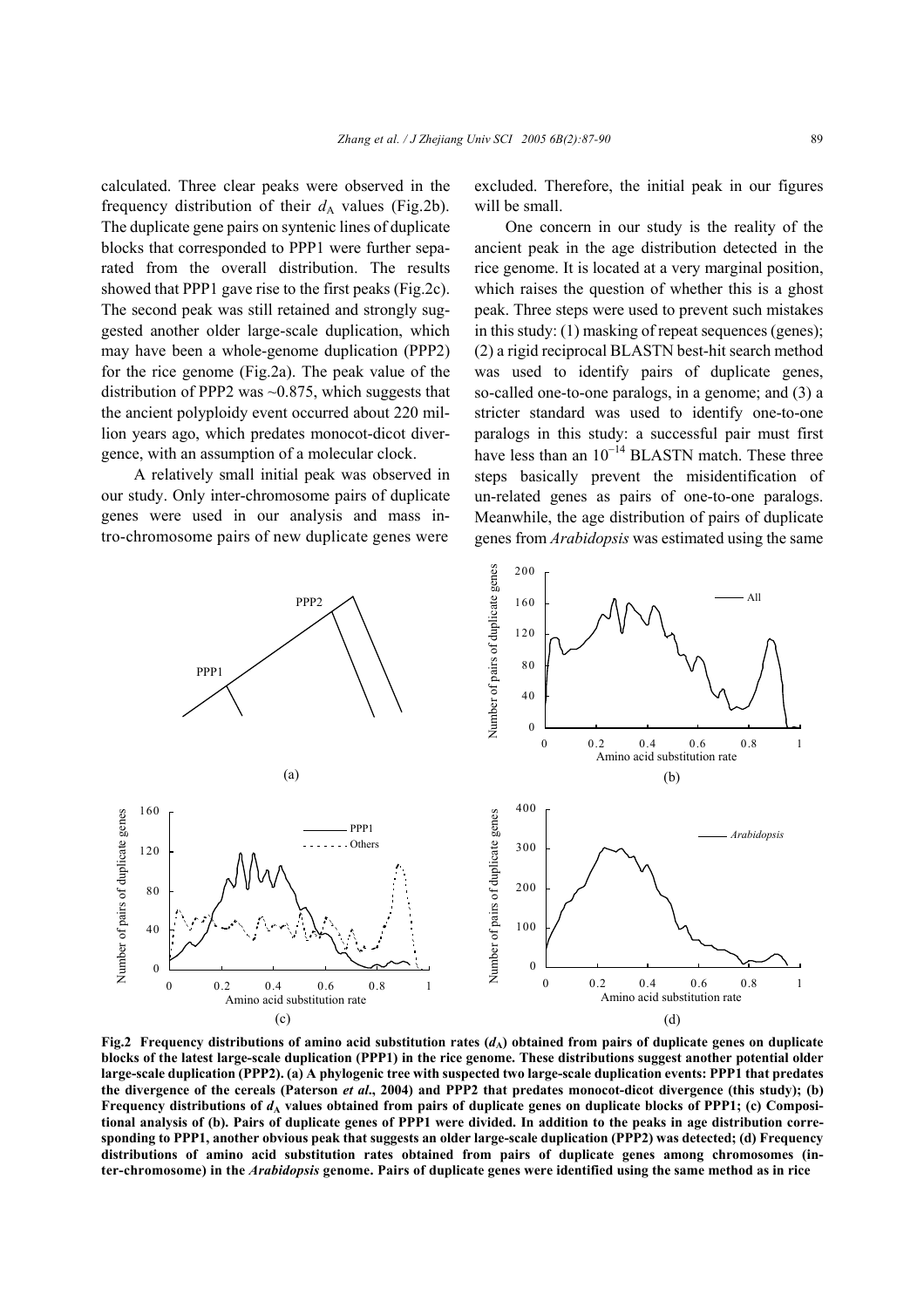calculated. Three clear peaks were observed in the frequency distribution of their $d_A$ values (Fig.2b). The duplicate gene pairs on syntenic lines of duplicate blocks that corresponded to PPP1 were further separated from the overall distribution. The results showed that PPP1 gave rise to the first peaks (Fig.2c). The second peak was still retained and strongly suggested another older large-scale duplication, which may have been a whole-genome duplication (PPP2) for the rice genome (Fig.2a). The peak value of the distribution of PPP2 was ~0.875, which suggests that the ancient polyploidy event occurred about 220 million years ago, which predates monocot-dicot divergence, with an assumption of a molecular clock.

A relatively small initial peak was observed in our study. Only inter-chromosome pairs of duplicate genes were used in our analysis and mass intro-chromosome pairs of new duplicate genes were excluded. Therefore, the initial peak in our figures will be small.

One concern in our study is the reality of the ancient peak in the age distribution detected in the rice genome. It is located at a very marginal position, which raises the question of whether this is a ghost peak. Three steps were used to prevent such mistakes in this study: (1) masking of repeat sequences (genes); (2) a rigid reciprocal BLASTN best-hit search method was used to identify pairs of duplicate genes, so-called one-to-one paralogs, in a genome; and (3) a stricter standard was used to identify one-to-one paralogs in this study: a successful pair must first have less than an $10^{-14}$ BLASTN match. These three steps basically prevent the misidentification of un-related genes as pairs of one-to-one paralogs. Meanwhile, the age distribution of pairs of duplicate genes from *Arabidopsis* was estimated using the same

**Fig.2 Frequency distributions of amino acid substitution rates ($d_A$) obtained from pairs of duplicate genes on duplicate blocks of the latest large-scale duplication (PPP1) in the rice genome. These distributions suggest another potential older large-scale duplication (PPP2). (a) A phylogenic tree with suspected two large-scale duplication events: PPP1 that predates the divergence of the cereals (Paterson *et al*., 2004) and PPP2 that predates monocot-dicot divergence (this study); (b) Frequency distributions of $d_A$ values obtained from pairs of duplicate genes on duplicate blocks of PPP1; (c) Compositional analysis of (b). Pairs of duplicate genes of PPP1 were divided. In addition to the peaks in age distribution corresponding to PPP1, another obvious peak that suggests an older large-scale duplication (PPP2) was detected; (d) Frequency distributions of amino acid substitution rates obtained from pairs of duplicate genes among chromosomes (inter-chromosome) in the *Arabidopsis* genome. Pairs of duplicate genes were identified using the same method as in rice**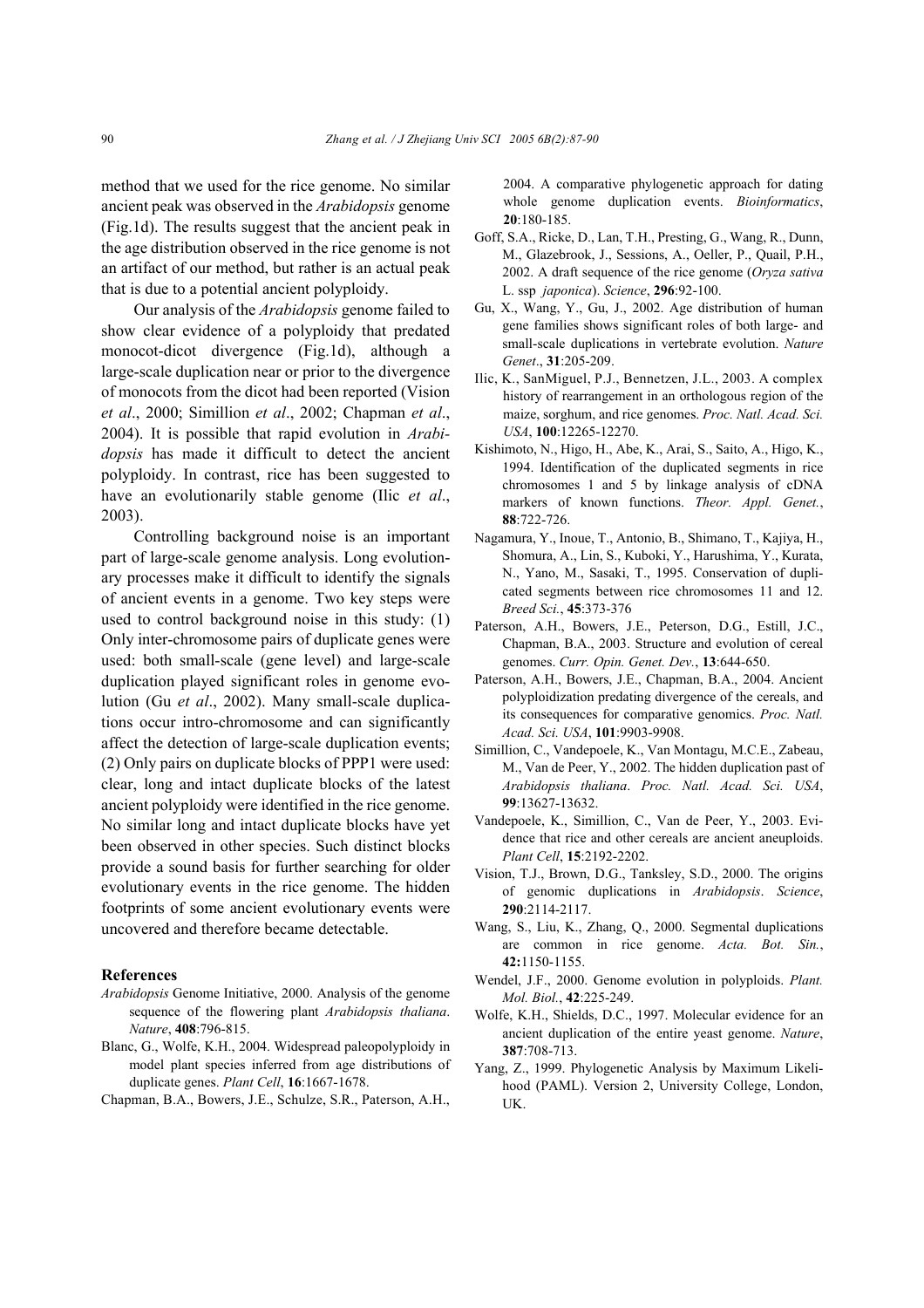method that we used for the rice genome. No similar ancient peak was observed in the *Arabidopsis* genome (Fig.1d). The results suggest that the ancient peak in the age distribution observed in the rice genome is not an artifact of our method, but rather is an actual peak that is due to a potential ancient polyploidy.

Our analysis of the *Arabidopsis* genome failed to show clear evidence of a polyploidy that predated monocot-dicot divergence (Fig.1d), although a large-scale duplication near or prior to the divergence of monocots from the dicot had been reported (Vision *et al*., 2000; Simillion *et al*., 2002; Chapman *et al*., 2004). It is possible that rapid evolution in *Arabidopsis* has made it difficult to detect the ancient polyploidy. In contrast, rice has been suggested to have an evolutionarily stable genome (Ilic *et al*., 2003).

Controlling background noise is an important part of large-scale genome analysis. Long evolutionary processes make it difficult to identify the signals of ancient events in a genome. Two key steps were used to control background noise in this study: (1) Only inter-chromosome pairs of duplicate genes were used: both small-scale (gene level) and large-scale duplication played significant roles in genome evolution (Gu *et al*., 2002). Many small-scale duplications occur intro-chromosome and can significantly affect the detection of large-scale duplication events; (2) Only pairs on duplicate blocks of PPP1 were used: clear, long and intact duplicate blocks of the latest ancient polyploidy were identified in the rice genome. No similar long and intact duplicate blocks have yet been observed in other species. Such distinct blocks provide a sound basis for further searching for older evolutionary events in the rice genome. The hidden footprints of some ancient evolutionary events were uncovered and therefore became detectable.

## References

*Arabidopsis* Genome Initiative, 2000. Analysis of the genome sequence of the flowering plant *Arabidopsis thaliana*. *Nature*, **408**:796-815.

Blanc, G., Wolfe, K.H., 2004. Widespread paleopolyploidy in model plant species inferred from age distributions of duplicate genes. *Plant Cell*, **16**:1667-1678.

Chapman, B.A., Bowers, J.E., Schulze, S.R., Paterson, A.H., 2004. A comparative phylogenetic approach for dating whole genome duplication events. *Bioinformatics*, **20**:180-185.

Goff, S.A., Ricke, D., Lan, T.H., Presting, G., Wang, R., Dunn, M., Glazebrook, J., Sessions, A., Oeller, P., Quail, P.H., 2002. A draft sequence of the rice genome (*Oryza sativa* L. ssp *japonica*). *Science*, **296**:92-100.

Gu, X., Wang, Y., Gu, J., 2002. Age distribution of human gene families shows significant roles of both large- and small-scale duplications in vertebrate evolution. *Nature Genet*., **31**:205-209.

Ilic, K., SanMiguel, P.J., Bennetzen, J.L., 2003. A complex history of rearrangement in an orthologous region of the maize, sorghum, and rice genomes. *Proc. Natl. Acad. Sci. USA*, **100**:12265-12270.

Kishimoto, N., Higo, H., Abe, K., Arai, S., Saito, A., Higo, K., 1994. Identification of the duplicated segments in rice chromosomes 1 and 5 by linkage analysis of cDNA markers of known functions. *Theor. Appl. Genet.*, **88**:722-726.

Nagamura, Y., Inoue, T., Antonio, B., Shimano, T., Kajiya, H., Shomura, A., Lin, S., Kuboki, Y., Harushima, Y., Kurata, N., Yano, M., Sasaki, T., 1995. Conservation of duplicated segments between rice chromosomes 11 and 12. *Breed Sci.*, **45**:373-376

Paterson, A.H., Bowers, J.E., Peterson, D.G., Estill, J.C., Chapman, B.A., 2003. Structure and evolution of cereal genomes. *Curr. Opin. Genet. Dev.*, **13**:644-650.

Paterson, A.H., Bowers, J.E., Chapman, B.A., 2004. Ancient polyploidization predating divergence of the cereals, and its consequences for comparative genomics. *Proc. Natl. Acad. Sci. USA*, **101**:9903-9908.

Simillion, C., Vandepoele, K., Van Montagu, M.C.E., Zabeau, M., Van de Peer, Y., 2002. The hidden duplication past of *Arabidopsis thaliana*. *Proc. Natl. Acad. Sci. USA*, **99**:13627-13632.

Vandepoele, K., Simillion, C., Van de Peer, Y., 2003. Evidence that rice and other cereals are ancient aneuploids. *Plant Cell*, **15**:2192-2202.

Vision, T.J., Brown, D.G., Tanksley, S.D., 2000. The origins of genomic duplications in *Arabidopsis*. *Science*, **290**:2114-2117.

Wang, S., Liu, K., Zhang, Q., 2000. Segmental duplications are common in rice genome. *Acta. Bot. Sin.*, **42:**1150-1155.

Wendel, J.F., 2000. Genome evolution in polyploids. *Plant. Mol. Biol.*, **42**:225-249.

Wolfe, K.H., Shields, D.C., 1997. Molecular evidence for an ancient duplication of the entire yeast genome. *Nature*, **387**:708-713.

Yang, Z., 1999. Phylogenetic Analysis by Maximum Likelihood (PAML). Version 2, University College, London, UK.